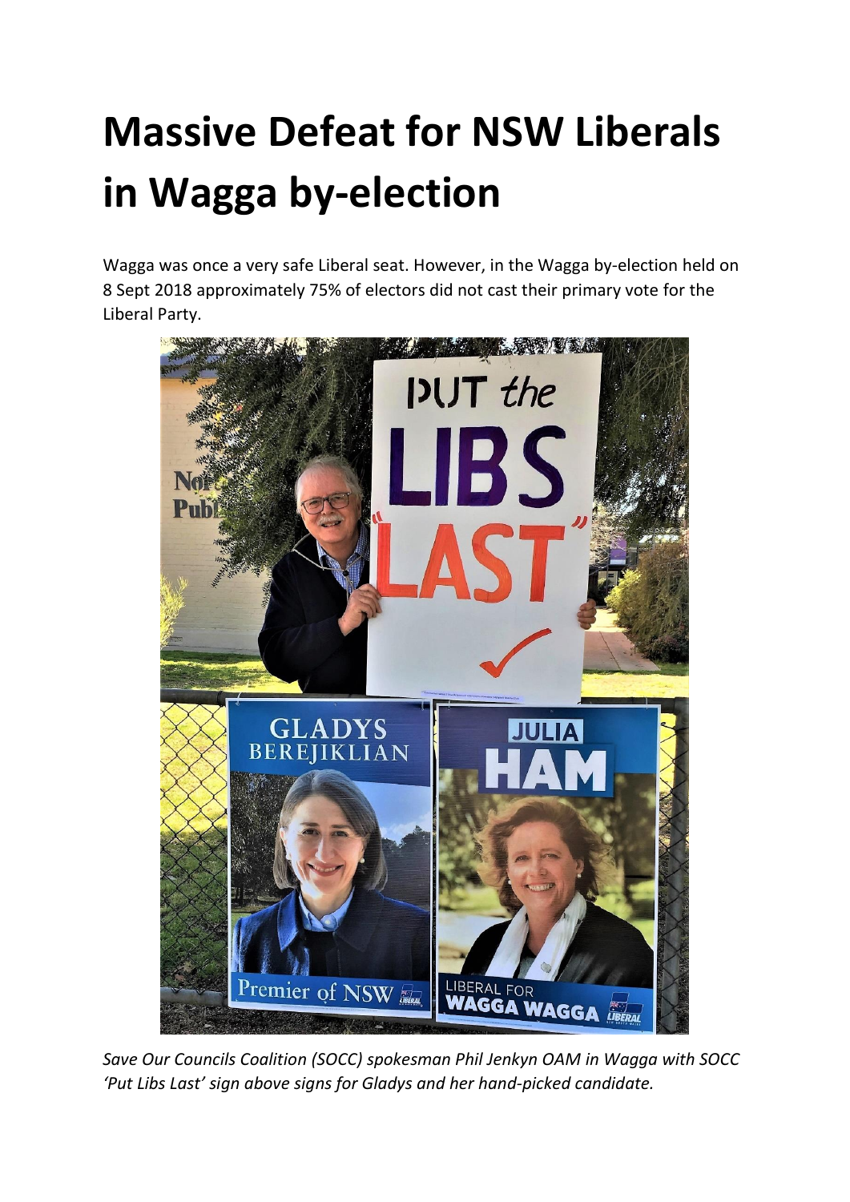# Massive Defeat for NSW Liberals in Wagga by-election

Wagga was once a very safe Liberal seat. However, in the Wagga by-election held on 8 Sept 2018 approximately 75% of electors did not cast their primary vote for the Liberal Party.

*Save Our Councils Coalition (SOCC) spokesman Phil Jenkyn OAM in Wagga with SOCC 'Put Libs Last' sign above signs for Gladys and her hand-picked candidate.*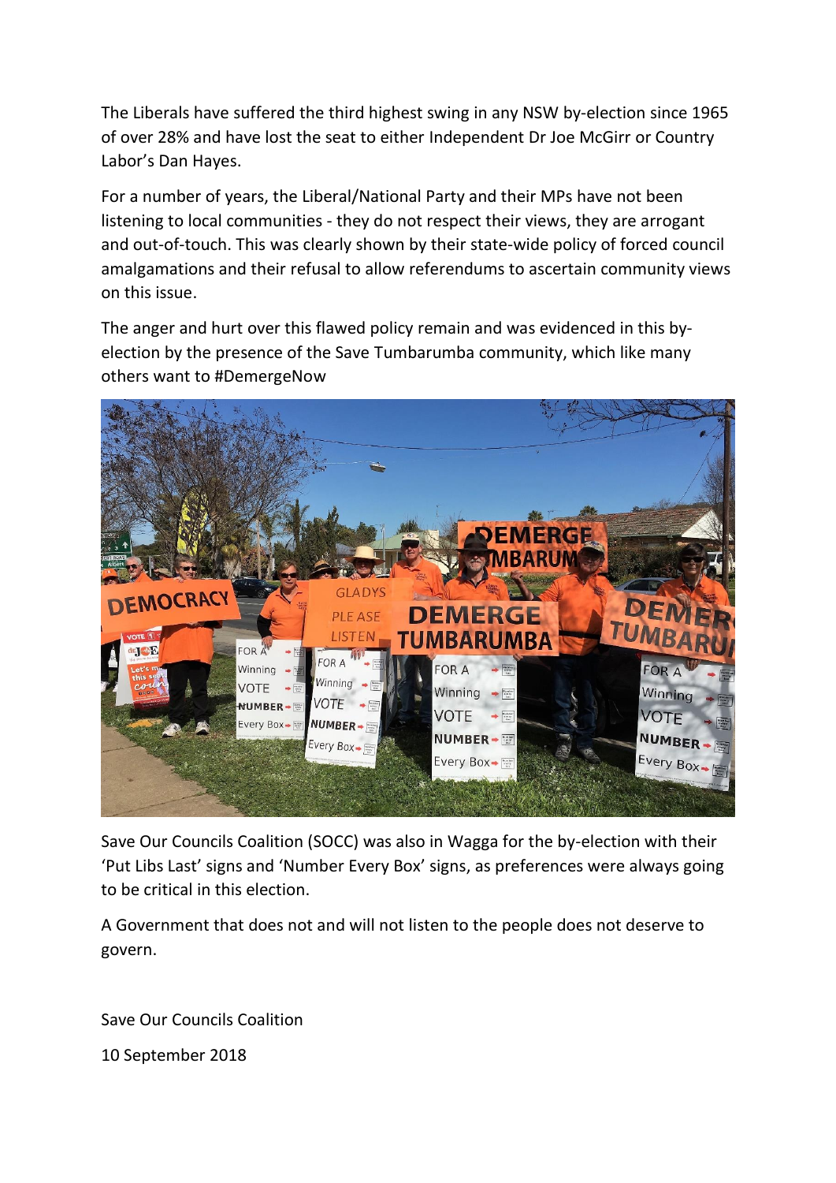The Liberals have suffered the third highest swing in any NSW by-election since 1965 of over 28% and have lost the seat to either Independent Dr Joe McGirr or Country Labor's Dan Hayes.

For a number of years, the Liberal/National Party and their MPs have not been listening to local communities - they do not respect their views, they are arrogant and out-of-touch. This was clearly shown by their state-wide policy of forced council amalgamations and their refusal to allow referendums to ascertain community views on this issue.

The anger and hurt over this flawed policy remain and was evidenced in this by-election by the presence of the Save Tumbarumba community, which like many others want to #DemergeNow

Save Our Councils Coalition (SOCC) was also in Wagga for the by-election with their 'Put Libs Last' signs and 'Number Every Box' signs, as preferences were always going to be critical in this election.

A Government that does not and will not listen to the people does not deserve to govern.

Save Our Councils Coalition

10 September 2018